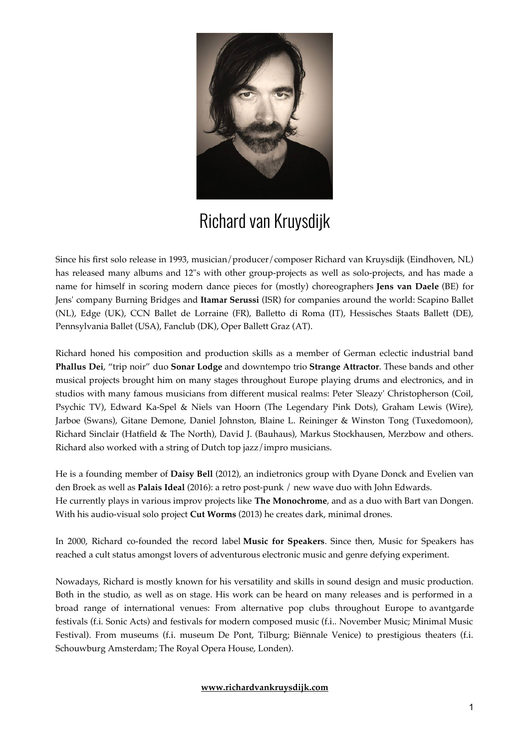# Richard van Kruysdijk

Since his first solo release in 1993, musician/producer/composer Richard van Kruysdijk (Eindhoven, NL) has released many albums and 12"s with other group-projects as well as solo-projects, and has made a name for himself in scoring modern dance pieces for (mostly) choreographers **Jens van Daele** (BE) for Jens' company Burning Bridges and **Itamar Serussi** (ISR) for companies around the world: Scapino Ballet (NL), Edge (UK), CCN Ballet de Lorraine (FR), Balletto di Roma (IT), Hessisches Staats Ballett (DE), Pennsylvania Ballet (USA), Fanclub (DK), Oper Ballett Graz (AT).

Richard honed his composition and production skills as a member of German eclectic industrial band **Phallus Dei**, "trip noir" duo **Sonar Lodge** and downtempo trio **Strange Attractor**. These bands and other musical projects brought him on many stages throughout Europe playing drums and electronics, and in studios with many famous musicians from different musical realms: Peter 'Sleazy' Christopherson (Coil, Psychic TV), Edward Ka-Spel & Niels van Hoorn (The Legendary Pink Dots), Graham Lewis (Wire), Jarboe (Swans), Gitane Demone, Daniel Johnston, Blaine L. Reininger & Winston Tong (Tuxedomoon), Richard Sinclair (Hatfield & The North), David J. (Bauhaus), Markus Stockhausen, Merzbow and others. Richard also worked with a string of Dutch top jazz/impro musicians.

He is a founding member of **Daisy Bell** (2012), an indietronics group with Dyane Donck and Evelien van den Broek as well as **Palais Ideal** (2016): a retro post-punk / new wave duo with John Edwards.
He currently plays in various improv projects like **The Monochrome**, and as a duo with Bart van Dongen. With his audio-visual solo project **Cut Worms** (2013) he creates dark, minimal drones.

In 2000, Richard co-founded the record label **Music for Speakers**. Since then, Music for Speakers has reached a cult status amongst lovers of adventurous electronic music and genre defying experiment.

Nowadays, Richard is mostly known for his versatility and skills in sound design and music production. Both in the studio, as well as on stage. His work can be heard on many releases and is performed in a broad range of international venues: From alternative pop clubs throughout Europe to avantgarde festivals (f.i. Sonic Acts) and festivals for modern composed music (f.i.. November Music; Minimal Music Festival). From museums (f.i. museum De Pont, Tilburg; Biënnale Venice) to prestigious theaters (f.i. Schouwburg Amsterdam; The Royal Opera House, Londen).

**www.richardvankruysdijk.com**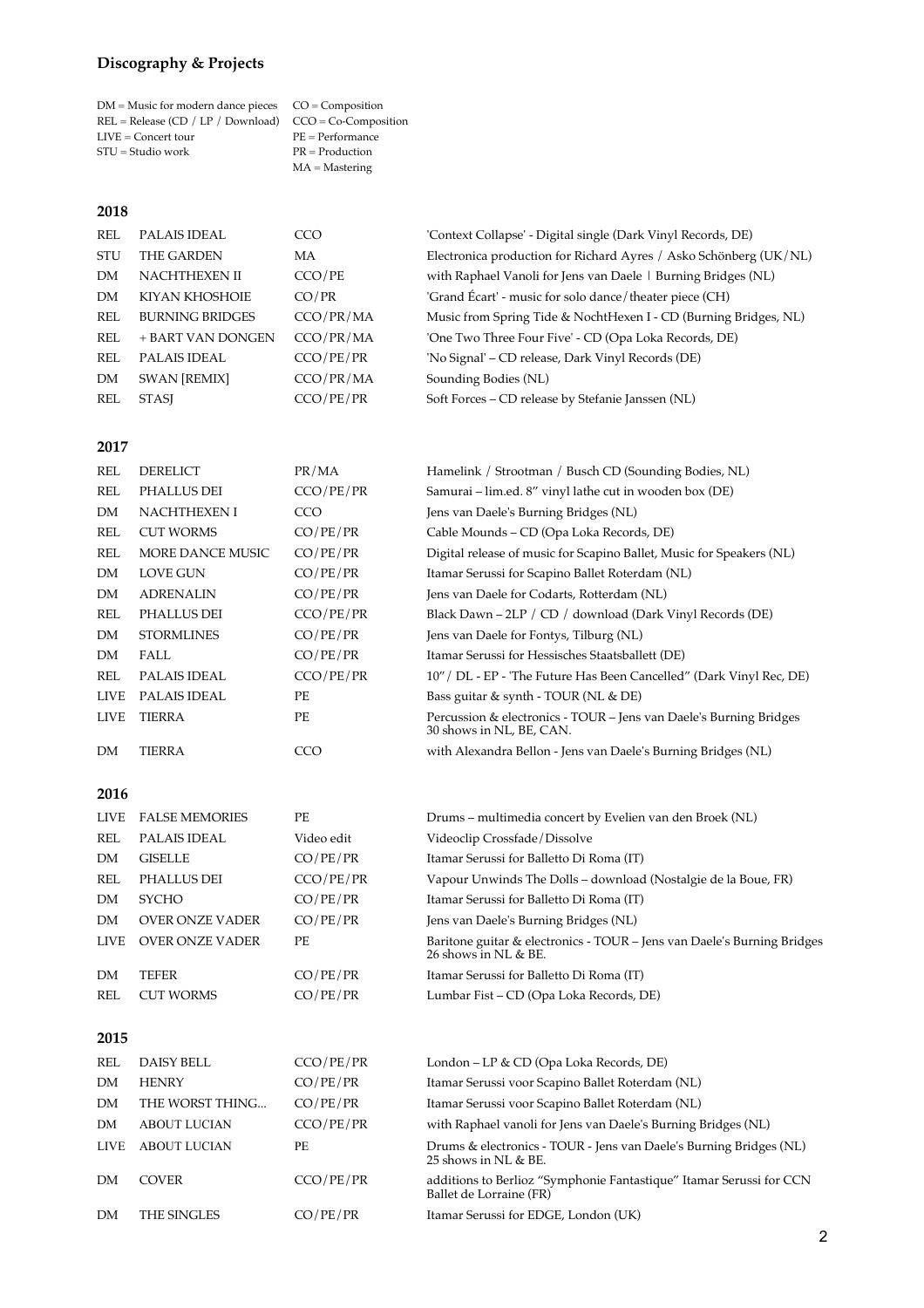## Discography & Projects

| | |
|---|---|
| DM = Music for modern dance pieces | CO = Composition |
| REL = Release (CD / LP / Download) | CCO = Co-Composition |
| LIVE = Concert tour | PE = Performance |
| STU = Studio work | PR = Production |
| | MA = Mastering |

### 2018

| | | | |
|---|---|---|---|
| REL | PALAIS IDEAL | CCO | 'Context Collapse' - Digital single (Dark Vinyl Records, DE) |
| STU | THE GARDEN | MA | Electronica production for Richard Ayres / Asko Schönberg (UK/NL) |
| DM | NACHTHEXEN II | CCO/PE | with Raphael Vanoli for Jens van Daele \| Burning Bridges (NL) |
| DM | KIYAN KHOSHOIE | CO/PR | 'Grand Écart' - music for solo dance/theater piece (CH) |
| REL | BURNING BRIDGES | CCO/PR/MA | Music from Spring Tide & NochtHexen I - CD (Burning Bridges, NL) |
| REL | + BART VAN DONGEN | CCO/PR/MA | 'One Two Three Four Five' - CD (Opa Loka Records, DE) |
| REL | PALAIS IDEAL | CCO/PE/PR | 'No Signal' – CD release, Dark Vinyl Records (DE) |
| DM | SWAN [REMIX] | CCO/PR/MA | Sounding Bodies (NL) |
| REL | STASJ | CCO/PE/PR | Soft Forces – CD release by Stefanie Janssen (NL) |

### 2017

| | | | |
|---|---|---|---|
| REL | DERELICT | PR/MA | Hamelink / Strootman / Busch CD (Sounding Bodies, NL) |
| REL | PHALLUS DEI | CCO/PE/PR | Samurai – lim.ed. 8" vinyl lathe cut in wooden box (DE) |
| DM | NACHTHEXEN I | CCO | Jens van Daele's Burning Bridges (NL) |
| REL | CUT WORMS | CO/PE/PR | Cable Mounds – CD (Opa Loka Records, DE) |
| REL | MORE DANCE MUSIC | CO/PE/PR | Digital release of music for Scapino Ballet, Music for Speakers (NL) |
| DM | LOVE GUN | CO/PE/PR | Itamar Serussi for Scapino Ballet Roterdam (NL) |
| DM | ADRENALIN | CO/PE/PR | Jens van Daele for Codarts, Rotterdam (NL) |
| REL | PHALLUS DEI | CCO/PE/PR | Black Dawn – 2LP / CD / download (Dark Vinyl Records (DE) |
| DM | STORMLINES | CO/PE/PR | Jens van Daele for Fontys, Tilburg (NL) |
| DM | FALL | CO/PE/PR | Itamar Serussi for Hessisches Staatsballett (DE) |
| REL | PALAIS IDEAL | CCO/PE/PR | 10"/ DL - EP - 'The Future Has Been Cancelled" (Dark Vinyl Rec, DE) |
| LIVE | PALAIS IDEAL | PE | Bass guitar & synth - TOUR (NL & DE) |
| LIVE | TIERRA | PE | Percussion & electronics - TOUR – Jens van Daele's Burning Bridges 30 shows in NL, BE, CAN. |
| DM | TIERRA | CCO | with Alexandra Bellon - Jens van Daele's Burning Bridges (NL) |

### 2016

| | | | |
|---|---|---|---|
| LIVE | FALSE MEMORIES | PE | Drums – multimedia concert by Evelien van den Broek (NL) |
| REL | PALAIS IDEAL | Video edit | Videoclip Crossfade/Dissolve |
| DM | GISELLE | CO/PE/PR | Itamar Serussi for Balletto Di Roma (IT) |
| REL | PHALLUS DEI | CCO/PE/PR | Vapour Unwinds The Dolls – download (Nostalgie de la Boue, FR) |
| DM | SYCHO | CO/PE/PR | Itamar Serussi for Balletto Di Roma (IT) |
| DM | OVER ONZE VADER | CO/PE/PR | Jens van Daele's Burning Bridges (NL) |
| LIVE | OVER ONZE VADER | PE | Baritone guitar & electronics - TOUR – Jens van Daele's Burning Bridges 26 shows in NL & BE. |
| DM | TEFER | CO/PE/PR | Itamar Serussi for Balletto Di Roma (IT) |
| REL | CUT WORMS | CO/PE/PR | Lumbar Fist – CD (Opa Loka Records, DE) |

### 2015

| | | | |
|---|---|---|---|
| REL | DAISY BELL | CCO/PE/PR | London – LP & CD (Opa Loka Records, DE) |
| DM | HENRY | CO/PE/PR | Itamar Serussi voor Scapino Ballet Roterdam (NL) |
| DM | THE WORST THING... | CO/PE/PR | Itamar Serussi voor Scapino Ballet Roterdam (NL) |
| DM | ABOUT LUCIAN | CCO/PE/PR | with Raphael vanoli for Jens van Daele's Burning Bridges (NL) |
| LIVE | ABOUT LUCIAN | PE | Drums & electronics - TOUR - Jens van Daele's Burning Bridges (NL) 25 shows in NL & BE. |
| DM | COVER | CCO/PE/PR | additions to Berlioz "Symphonie Fantastique" Itamar Serussi for CCN Ballet de Lorraine (FR) |
| DM | THE SINGLES | CO/PE/PR | Itamar Serussi for EDGE, London (UK) |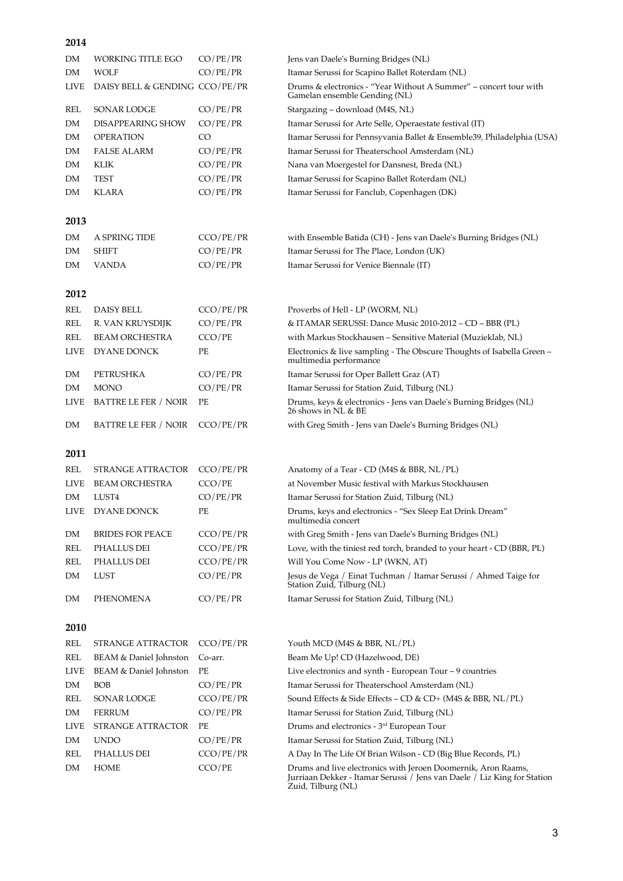## 2014

| | | | |
|---|---|---|---|
| DM | WORKING TITLE EGO | CO/PE/PR | Jens van Daele's Burning Bridges (NL) |
| DM | WOLF | CO/PE/PR | Itamar Serussi for Scapino Ballet Roterdam (NL) |
| LIVE | DAISY BELL & GENDING | CCO/PE/PR | Drums & electronics - "Year Without A Summer" – concert tour with Gamelan ensemble Gending (NL) |
| REL | SONAR LODGE | CO/PE/PR | Stargazing – download (M4S, NL) |
| DM | DISAPPEARING SHOW | CO/PE/PR | Itamar Serussi for Arte Selle, Operaestate festival (IT) |
| DM | OPERATION | CO | Itamar Serussi for Pennsyvania Ballet & Ensemble39, Philadelphia (USA) |
| DM | FALSE ALARM | CO/PE/PR | Itamar Serussi for Theaterschool Amsterdam (NL) |
| DM | KLIK | CO/PE/PR | Nana van Moergestel for Dansnest, Breda (NL) |
| DM | TEST | CO/PE/PR | Itamar Serussi for Scapino Ballet Roterdam (NL) |
| DM | KLARA | CO/PE/PR | Itamar Serussi for Fanclub, Copenhagen (DK) |

## 2013

| | | | |
|---|---|---|---|
| DM | A SPRING TIDE | CCO/PE/PR | with Ensemble Batida (CH) - Jens van Daele's Burning Bridges (NL) |
| DM | SHIFT | CO/PE/PR | Itamar Serussi for The Place, London (UK) |
| DM | VANDA | CO/PE/PR | Itamar Serussi for Venice Biennale (IT) |

## 2012

| | | | |
|---|---|---|---|
| REL | DAISY BELL | CCO/PE/PR | Proverbs of Hell - LP (WORM, NL) |
| REL | R. VAN KRUYSDIJK | CO/PE/PR | & ITAMAR SERUSSI: Dance Music 2010-2012 – CD – BBR (PL) |
| REL | BEAM ORCHESTRA | CCO/PE | with Markus Stockhausen – Sensitive Material (Muzieklab, NL) |
| LIVE | DYANE DONCK | PE | Electronics & live sampling - The Obscure Thoughts of Isabella Green – multimedia performance |
| DM | PETRUSHKA | CO/PE/PR | Itamar Serussi for Oper Ballett Graz (AT) |
| DM | MONO | CO/PE/PR | Itamar Serussi for Station Zuid, Tilburg (NL) |
| LIVE | BATTRE LE FER / NOIR | PE | Drums, keys & electronics - Jens van Daele's Burning Bridges (NL) 26 shows in NL & BE |
| DM | BATTRE LE FER / NOIR | CCO/PE/PR | with Greg Smith - Jens van Daele's Burning Bridges (NL) |

## 2011

| | | | |
|---|---|---|---|
| REL | STRANGE ATTRACTOR | CCO/PE/PR | Anatomy of a Tear - CD (M4S & BBR, NL/PL) |
| LIVE | BEAM ORCHESTRA | CCO/PE | at November Music festival with Markus Stockhausen |
| DM | LUST4 | CO/PE/PR | Itamar Serussi for Station Zuid, Tilburg (NL) |
| LIVE | DYANE DONCK | PE | Drums, keys and electronics - "Sex Sleep Eat Drink Dream" multimedia concert |
| DM | BRIDES FOR PEACE | CCO/PE/PR | with Greg Smith - Jens van Daele's Burning Bridges (NL) |
| REL | PHALLUS DEI | CCO/PE/PR | Love, with the tiniest red torch, branded to your heart - CD (BBR, PL) |
| REL | PHALLUS DEI | CCO/PE/PR | Will You Come Now - LP (WKN, AT) |
| DM | LUST | CO/PE/PR | Jesus de Vega / Einat Tuchman / Itamar Serussi / Ahmed Taige for Station Zuid, Tilburg (NL) |
| DM | PHENOMENA | CO/PE/PR | Itamar Serussi for Station Zuid, Tilburg (NL) |

## 2010

| | | | |
|---|---|---|---|
| REL | STRANGE ATTRACTOR | CCO/PE/PR | Youth MCD (M4S & BBR, NL/PL) |
| REL | BEAM & Daniel Johnston | Co-arr. | Beam Me Up! CD (Hazelwood, DE) |
| LIVE | BEAM & Daniel Johnston | PE | Live electronics and synth - European Tour – 9 countries |
| DM | BOB | CO/PE/PR | Itamar Serussi for Theaterschool Amsterdam (NL) |
| REL | SONAR LODGE | CCO/PE/PR | Sound Effects & Side Effects – CD & CD+ (M4S & BBR, NL/PL) |
| DM | FERRUM | CO/PE/PR | Itamar Serussi for Station Zuid, Tilburg (NL) |
| LIVE | STRANGE ATTRACTOR | PE | Drums and electronics - 3rd European Tour |
| DM | UNDO | CO/PE/PR | Itamar Serussi for Station Zuid, Tilburg (NL) |
| REL | PHALLUS DEI | CCO/PE/PR | A Day In The Life Of Brian Wilson - CD (Big Blue Records, PL) |
| DM | HOME | CCO/PE | Drums and live electronics with Jeroen Doomernik, Aron Raams, Jurriaan Dekker - Itamar Serussi / Jens van Daele / Liz King for Station Zuid, Tilburg (NL) |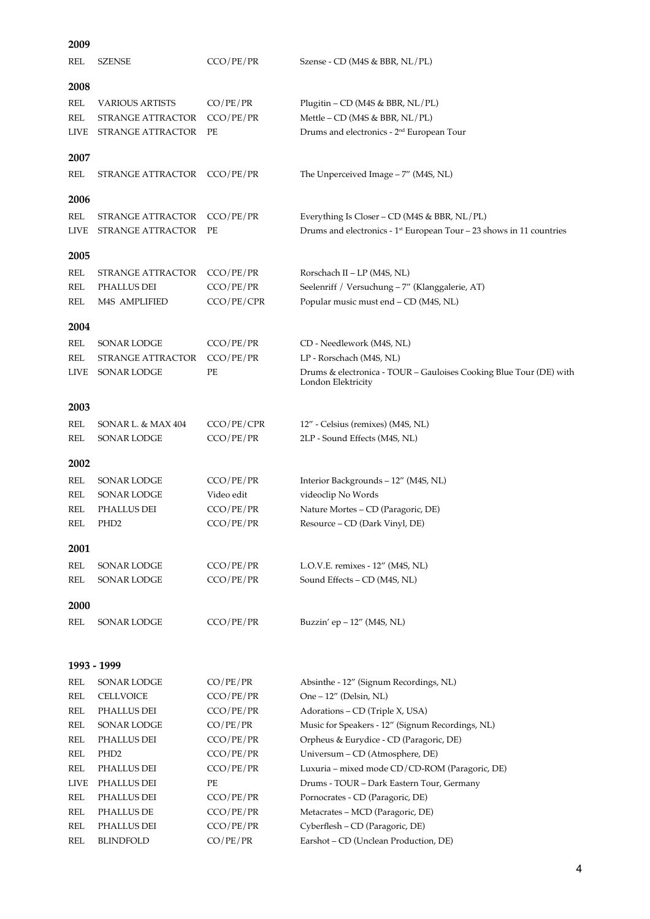**2009**

| | | | |
|---|---|---|---|
| REL | SZENSE | CCO/PE/PR | Szense - CD (M4S & BBR, NL/PL) |

**2008**

| | | | |
|---|---|---|---|
| REL | VARIOUS ARTISTS | CO/PE/PR | Plugitin – CD (M4S & BBR, NL/PL) |
| REL | STRANGE ATTRACTOR | CCO/PE/PR | Mettle – CD (M4S & BBR, NL/PL) |
| LIVE | STRANGE ATTRACTOR | PE | Drums and electronics - 2nd European Tour |

**2007**

| | | | |
|---|---|---|---|
| REL | STRANGE ATTRACTOR | CCO/PE/PR | The Unperceived Image – 7" (M4S, NL) |

**2006**

| | | | |
|---|---|---|---|
| REL | STRANGE ATTRACTOR | CCO/PE/PR | Everything Is Closer – CD (M4S & BBR, NL/PL) |
| LIVE | STRANGE ATTRACTOR | PE | Drums and electronics - 1st European Tour – 23 shows in 11 countries |

**2005**

| | | | |
|---|---|---|---|
| REL | STRANGE ATTRACTOR | CCO/PE/PR | Rorschach II – LP (M4S, NL) |
| REL | PHALLUS DEI | CCO/PE/PR | Seelenriff / Versuchung – 7" (Klanggalerie, AT) |
| REL | M4S AMPLIFIED | CCO/PE/CPR | Popular music must end – CD (M4S, NL) |

**2004**

| | | | |
|---|---|---|---|
| REL | SONAR LODGE | CCO/PE/PR | CD - Needlework (M4S, NL) |
| REL | STRANGE ATTRACTOR | CCO/PE/PR | LP - Rorschach (M4S, NL) |
| LIVE | SONAR LODGE | PE | Drums & electronica - TOUR – Gauloises Cooking Blue Tour (DE) with London Elektricity |

**2003**

| | | | |
|---|---|---|---|
| REL | SONAR L. & MAX 404 | CCO/PE/CPR | 12" - Celsius (remixes) (M4S, NL) |
| REL | SONAR LODGE | CCO/PE/PR | 2LP - Sound Effects (M4S, NL) |

**2002**

| | | | |
|---|---|---|---|
| REL | SONAR LODGE | CCO/PE/PR | Interior Backgrounds – 12" (M4S, NL) |
| REL | SONAR LODGE | Video edit | videoclip No Words |
| REL | PHALLUS DEI | CCO/PE/PR | Nature Mortes – CD (Paragoric, DE) |
| REL | PHD2 | CCO/PE/PR | Resource – CD (Dark Vinyl, DE) |

**2001**

| | | | |
|---|---|---|---|
| REL | SONAR LODGE | CCO/PE/PR | L.O.V.E. remixes - 12" (M4S, NL) |
| REL | SONAR LODGE | CCO/PE/PR | Sound Effects – CD (M4S, NL) |

**2000**

| | | | |
|---|---|---|---|
| REL | SONAR LODGE | CCO/PE/PR | Buzzin' ep – 12" (M4S, NL) |

**1993 - 1999**

| | | | |
|---|---|---|---|
| REL | SONAR LODGE | CO/PE/PR | Absinthe - 12" (Signum Recordings, NL) |
| REL | CELLVOICE | CCO/PE/PR | One – 12" (Delsin, NL) |
| REL | PHALLUS DEI | CCO/PE/PR | Adorations – CD (Triple X, USA) |
| REL | SONAR LODGE | CO/PE/PR | Music for Speakers - 12" (Signum Recordings, NL) |
| REL | PHALLUS DEI | CCO/PE/PR | Orpheus & Eurydice - CD (Paragoric, DE) |
| REL | PHD2 | CCO/PE/PR | Universum – CD (Atmosphere, DE) |
| REL | PHALLUS DEI | CCO/PE/PR | Luxuria – mixed mode CD/CD-ROM (Paragoric, DE) |
| LIVE | PHALLUS DEI | PE | Drums - TOUR – Dark Eastern Tour, Germany |
| REL | PHALLUS DEI | CCO/PE/PR | Pornocrates - CD (Paragoric, DE) |
| REL | PHALLUS DE | CCO/PE/PR | Metacrates – MCD (Paragoric, DE) |
| REL | PHALLUS DEI | CCO/PE/PR | Cyberflesh – CD (Paragoric, DE) |
| REL | BLINDFOLD | CO/PE/PR | Earshot – CD (Unclean Production, DE) |